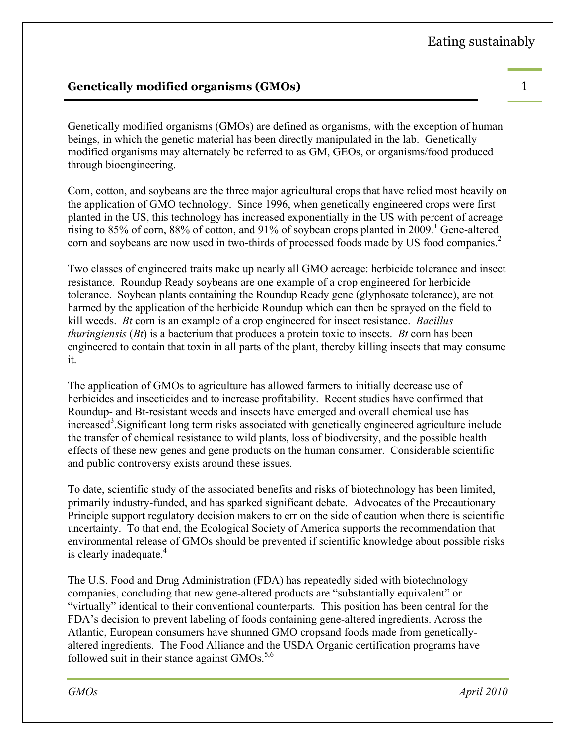## Genetically modified organisms (GMOs)

Genetically modified organisms (GMOs) are defined as organisms, with the exception of human beings, in which the genetic material has been directly manipulated in the lab. Genetically modified organisms may alternately be referred to as GM, GEOs, or organisms/food produced through bioengineering.

Corn, cotton, and soybeans are the three major agricultural crops that have relied most heavily on the application of GMO technology. Since 1996, when genetically engineered crops were first planted in the US, this technology has increased exponentially in the US with percent of acreage rising to 85% of corn, 88% of cotton, and 91% of soybean crops planted in 2009.[1] Gene-altered corn and soybeans are now used in two-thirds of processed foods made by US food companies.[2]

Two classes of engineered traits make up nearly all GMO acreage: herbicide tolerance and insect resistance. Roundup Ready soybeans are one example of a crop engineered for herbicide tolerance. Soybean plants containing the Roundup Ready gene (glyphosate tolerance), are not harmed by the application of the herbicide Roundup which can then be sprayed on the field to kill weeds. *Bt* corn is an example of a crop engineered for insect resistance. *Bacillus thuringiensis* (*Bt*) is a bacterium that produces a protein toxic to insects. *Bt* corn has been engineered to contain that toxin in all parts of the plant, thereby killing insects that may consume it.

The application of GMOs to agriculture has allowed farmers to initially decrease use of herbicides and insecticides and to increase profitability. Recent studies have confirmed that Roundup- and Bt-resistant weeds and insects have emerged and overall chemical use has increased[3].Significant long term risks associated with genetically engineered agriculture include the transfer of chemical resistance to wild plants, loss of biodiversity, and the possible health effects of these new genes and gene products on the human consumer. Considerable scientific and public controversy exists around these issues.

To date, scientific study of the associated benefits and risks of biotechnology has been limited, primarily industry-funded, and has sparked significant debate. Advocates of the Precautionary Principle support regulatory decision makers to err on the side of caution when there is scientific uncertainty. To that end, the Ecological Society of America supports the recommendation that environmental release of GMOs should be prevented if scientific knowledge about possible risks is clearly inadequate.[4]

The U.S. Food and Drug Administration (FDA) has repeatedly sided with biotechnology companies, concluding that new gene-altered products are "substantially equivalent" or "virtually" identical to their conventional counterparts. This position has been central for the FDA's decision to prevent labeling of foods containing gene-altered ingredients. Across the Atlantic, European consumers have shunned GMO cropsand foods made from genetically-altered ingredients. The Food Alliance and the USDA Organic certification programs have followed suit in their stance against GMOs.[5,6]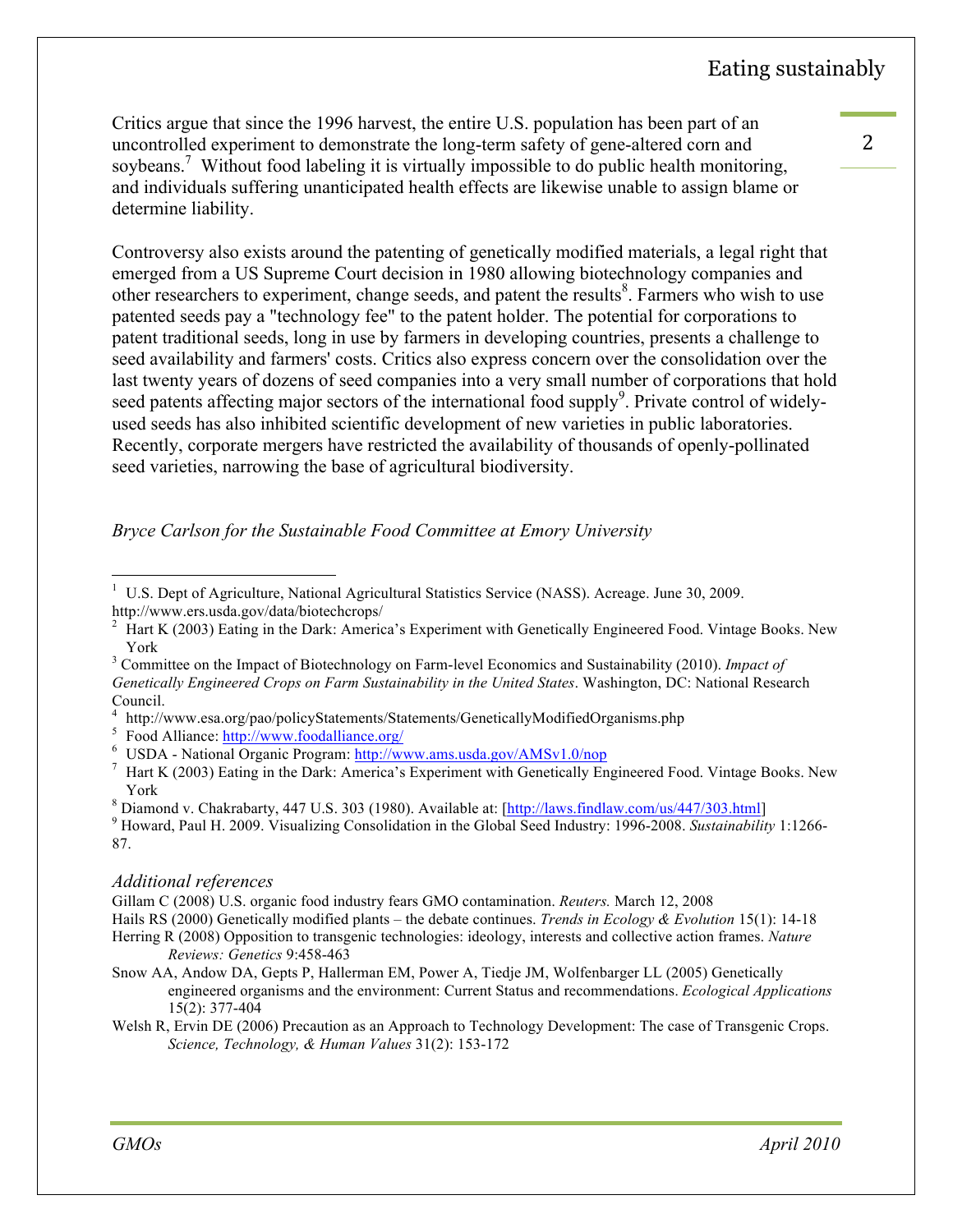Critics argue that since the 1996 harvest, the entire U.S. population has been part of an uncontrolled experiment to demonstrate the long-term safety of gene-altered corn and soybeans.[7] Without food labeling it is virtually impossible to do public health monitoring, and individuals suffering unanticipated health effects are likewise unable to assign blame or determine liability.

Controversy also exists around the patenting of genetically modified materials, a legal right that emerged from a US Supreme Court decision in 1980 allowing biotechnology companies and other researchers to experiment, change seeds, and patent the results[8]. Farmers who wish to use patented seeds pay a "technology fee" to the patent holder. The potential for corporations to patent traditional seeds, long in use by farmers in developing countries, presents a challenge to seed availability and farmers' costs. Critics also express concern over the consolidation over the last twenty years of dozens of seed companies into a very small number of corporations that hold seed patents affecting major sectors of the international food supply[9]. Private control of widely-used seeds has also inhibited scientific development of new varieties in public laboratories. Recently, corporate mergers have restricted the availability of thousands of openly-pollinated seed varieties, narrowing the base of agricultural biodiversity.

*Bryce Carlson for the Sustainable Food Committee at Emory University*

---

1. U.S. Dept of Agriculture, National Agricultural Statistics Service (NASS). Acreage. June 30, 2009. http://www.ers.usda.gov/data/biotechcrops/
2. Hart K (2003) Eating in the Dark: America's Experiment with Genetically Engineered Food. Vintage Books. New York
3. Committee on the Impact of Biotechnology on Farm-level Economics and Sustainability (2010). *Impact of Genetically Engineered Crops on Farm Sustainability in the United States*. Washington, DC: National Research Council.
4. http://www.esa.org/pao/policyStatements/Statements/GeneticallyModifiedOrganisms.php
5. Food Alliance: http://www.foodalliance.org/
6. USDA - National Organic Program: http://www.ams.usda.gov/AMSv1.0/nop
7. Hart K (2003) Eating in the Dark: America's Experiment with Genetically Engineered Food. Vintage Books. New York
8. Diamond v. Chakrabarty, 447 U.S. 303 (1980). Available at: [http://laws.findlaw.com/us/447/303.html]
9. Howard, Paul H. 2009. Visualizing Consolidation in the Global Seed Industry: 1996-2008. *Sustainability* 1:1266-87.

*Additional references*

Gillam C (2008) U.S. organic food industry fears GMO contamination. *Reuters.* March 12, 2008

Hails RS (2000) Genetically modified plants – the debate continues. *Trends in Ecology & Evolution* 15(1): 14-18

Herring R (2008) Opposition to transgenic technologies: ideology, interests and collective action frames. *Nature Reviews: Genetics* 9:458-463

Snow AA, Andow DA, Gepts P, Hallerman EM, Power A, Tiedje JM, Wolfenbarger LL (2005) Genetically engineered organisms and the environment: Current Status and recommendations. *Ecological Applications* 15(2): 377-404

Welsh R, Ervin DE (2006) Precaution as an Approach to Technology Development: The case of Transgenic Crops. *Science, Technology, & Human Values* 31(2): 153-172